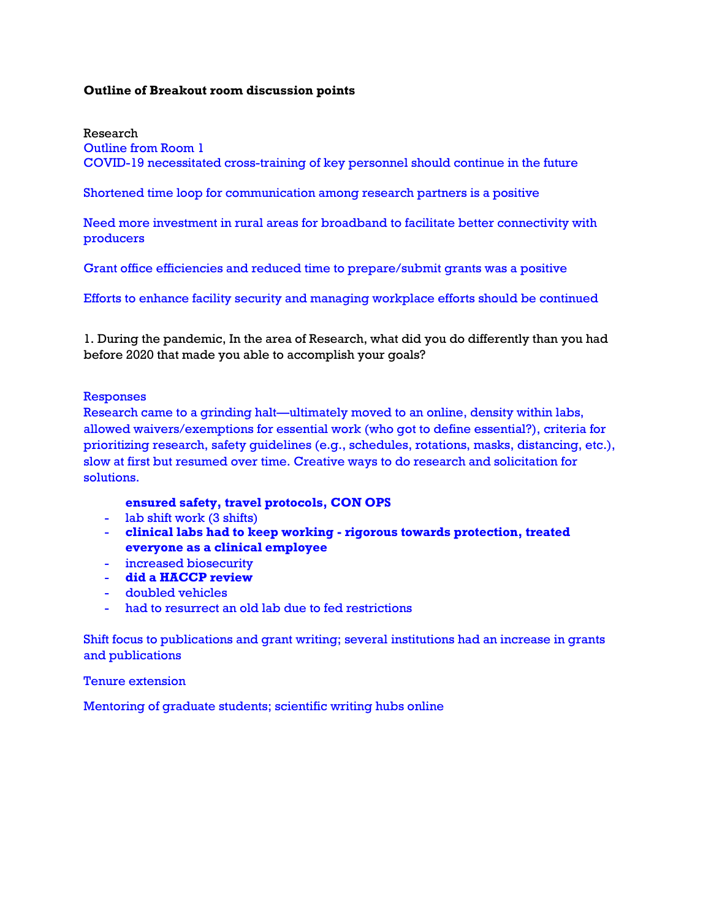**Outline of Breakout room discussion points**

Research

Outline from Room 1

COVID-19 necessitated cross-training of key personnel should continue in the future

Shortened time loop for communication among research partners is a positive

Need more investment in rural areas for broadband to facilitate better connectivity with producers

Grant office efficiencies and reduced time to prepare/submit grants was a positive

Efforts to enhance facility security and managing workplace efforts should be continued

1. During the pandemic, In the area of Research, what did you do differently than you had before 2020 that made you able to accomplish your goals?

Responses

Research came to a grinding halt—ultimately moved to an online, density within labs, allowed waivers/exemptions for essential work (who got to define essential?), criteria for prioritizing research, safety guidelines (e.g., schedules, rotations, masks, distancing, etc.), slow at first but resumed over time. Creative ways to do research and solicitation for solutions.

**ensured safety, travel protocols, CON OPS**

- lab shift work (3 shifts)
- **clinical labs had to keep working - rigorous towards protection, treated everyone as a clinical employee**
- increased biosecurity
- **did a HACCP review**
- doubled vehicles
- had to resurrect an old lab due to fed restrictions

Shift focus to publications and grant writing; several institutions had an increase in grants and publications

Tenure extension

Mentoring of graduate students; scientific writing hubs online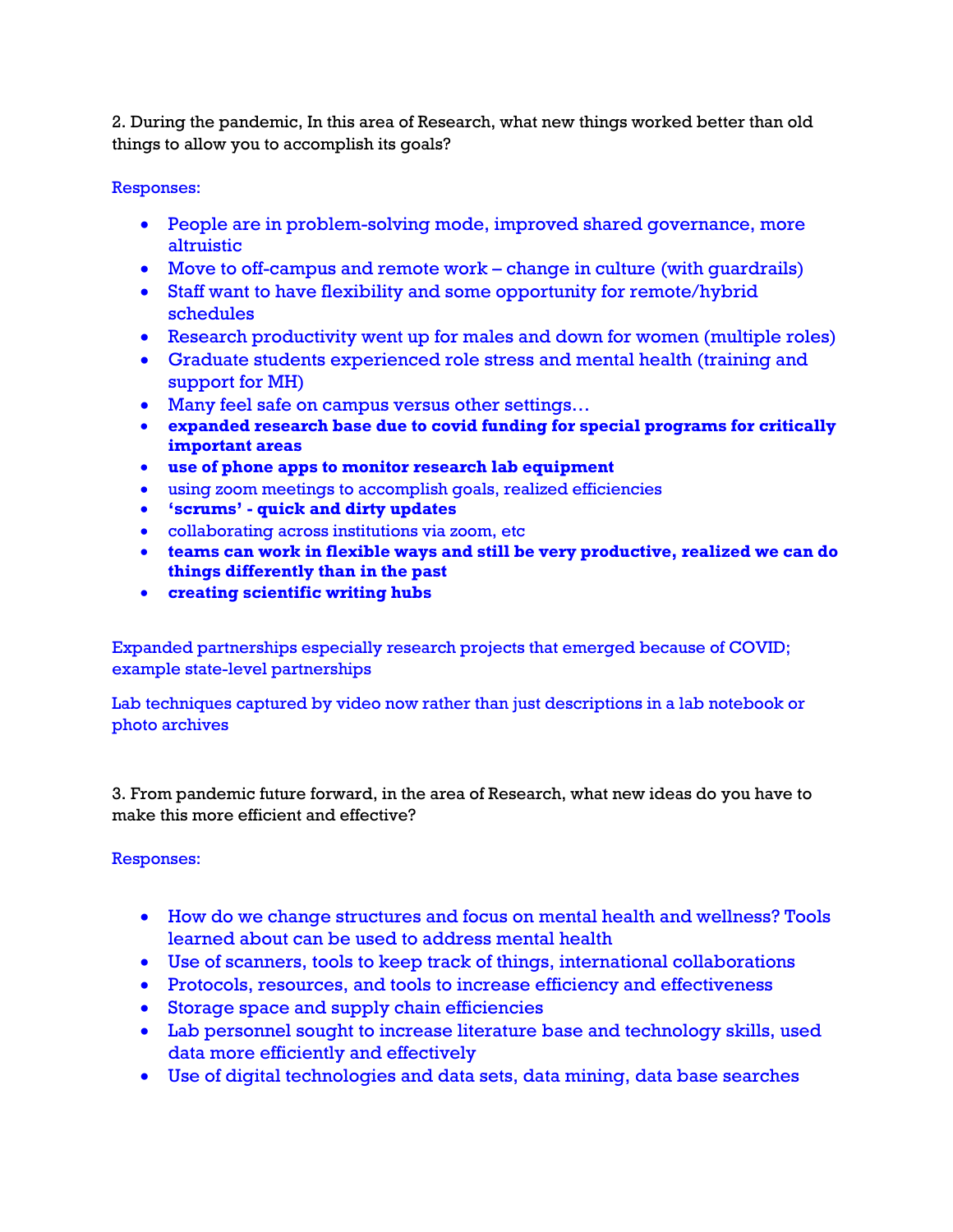2. During the pandemic, In this area of Research, what new things worked better than old things to allow you to accomplish its goals?

Responses:

- People are in problem-solving mode, improved shared governance, more altruistic
- Move to off-campus and remote work – change in culture (with guardrails)
- Staff want to have flexibility and some opportunity for remote/hybrid schedules
- Research productivity went up for males and down for women (multiple roles)
- Graduate students experienced role stress and mental health (training and support for MH)
- Many feel safe on campus versus other settings…
- **expanded research base due to covid funding for special programs for critically important areas**
- **use of phone apps to monitor research lab equipment**
- using zoom meetings to accomplish goals, realized efficiencies
- **'scrums' - quick and dirty updates**
- collaborating across institutions via zoom, etc
- **teams can work in flexible ways and still be very productive, realized we can do things differently than in the past**
- **creating scientific writing hubs**

Expanded partnerships especially research projects that emerged because of COVID; example state-level partnerships

Lab techniques captured by video now rather than just descriptions in a lab notebook or photo archives

3. From pandemic future forward, in the area of Research, what new ideas do you have to make this more efficient and effective?

Responses:

- How do we change structures and focus on mental health and wellness? Tools learned about can be used to address mental health
- Use of scanners, tools to keep track of things, international collaborations
- Protocols, resources, and tools to increase efficiency and effectiveness
- Storage space and supply chain efficiencies
- Lab personnel sought to increase literature base and technology skills, used data more efficiently and effectively
- Use of digital technologies and data sets, data mining, data base searches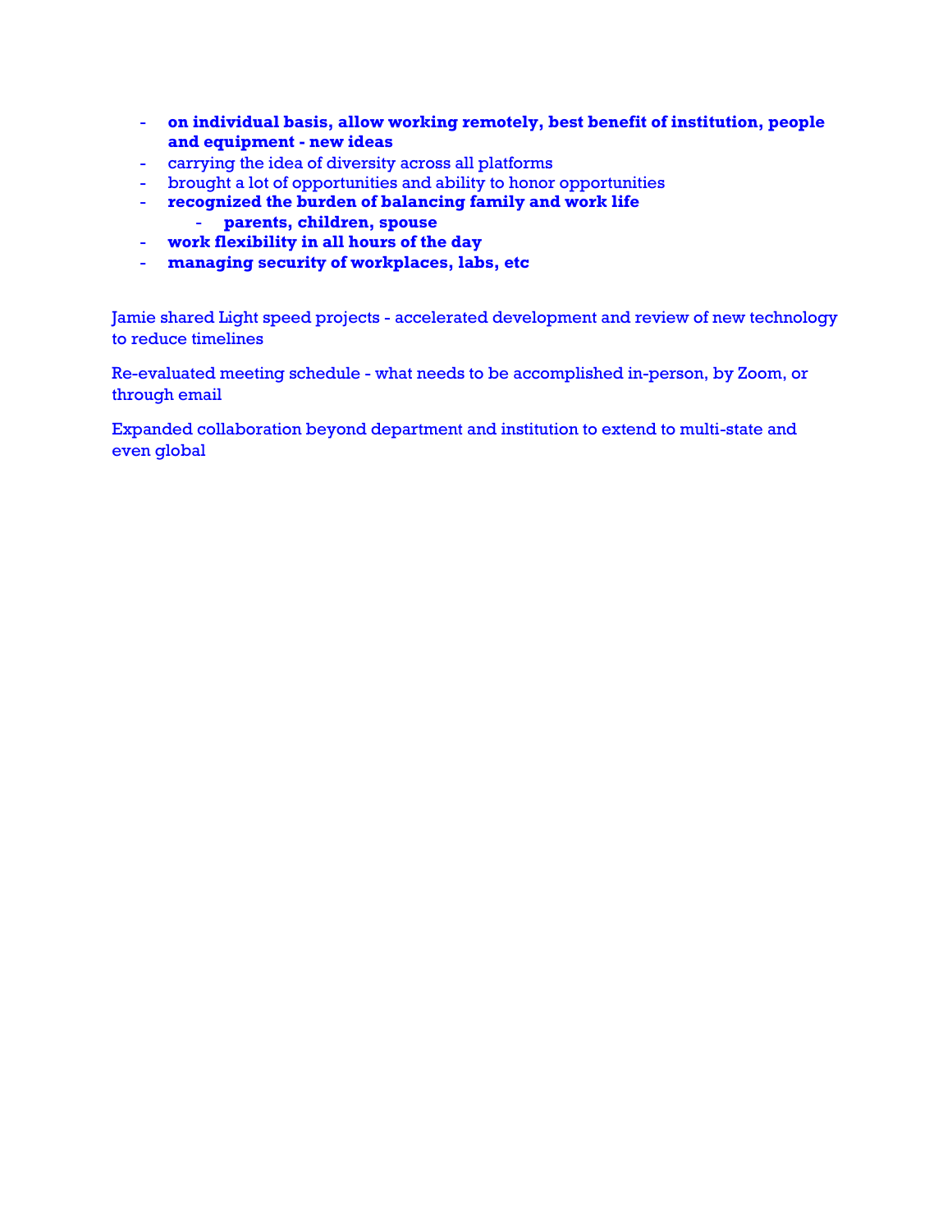- **on individual basis, allow working remotely, best benefit of institution, people and equipment - new ideas**
- carrying the idea of diversity across all platforms
- brought a lot of opportunities and ability to honor opportunities
- **recognized the burden of balancing family and work life**
    - **parents, children, spouse**
- **work flexibility in all hours of the day**
- **managing security of workplaces, labs, etc**

Jamie shared Light speed projects - accelerated development and review of new technology to reduce timelines

Re-evaluated meeting schedule - what needs to be accomplished in-person, by Zoom, or through email

Expanded collaboration beyond department and institution to extend to multi-state and even global